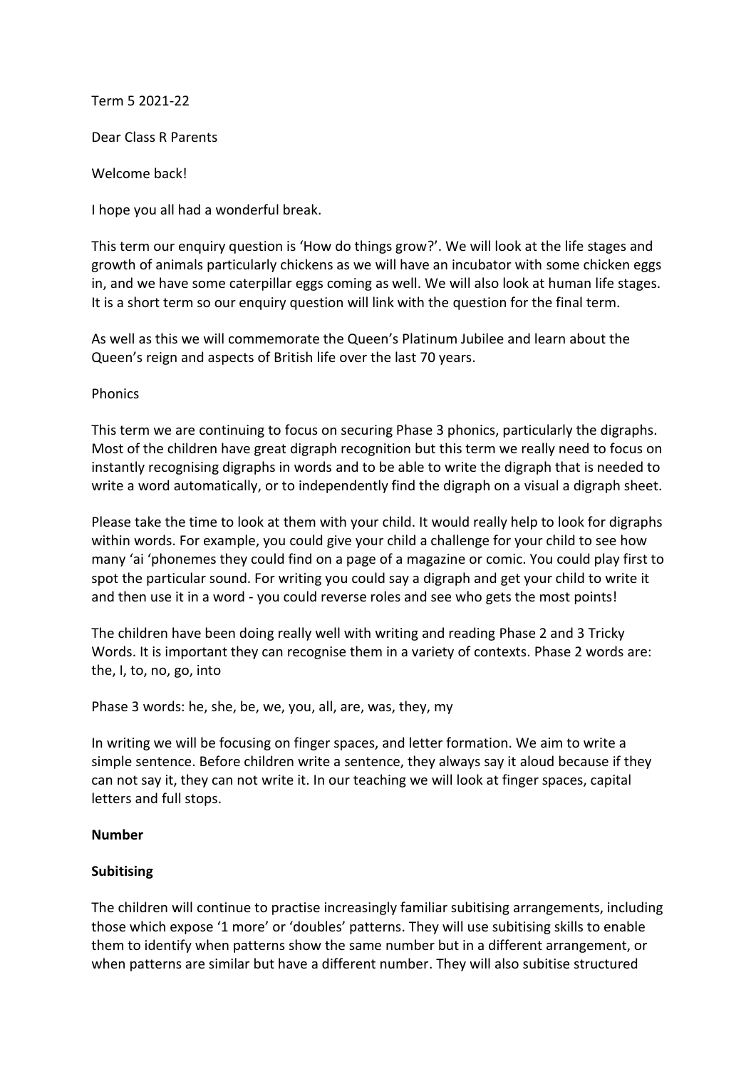Term 5 2021-22

Dear Class R Parents

Welcome back!

I hope you all had a wonderful break.

This term our enquiry question is 'How do things grow?'. We will look at the life stages and growth of animals particularly chickens as we will have an incubator with some chicken eggs in, and we have some caterpillar eggs coming as well. We will also look at human life stages. It is a short term so our enquiry question will link with the question for the final term.

As well as this we will commemorate the Queen's Platinum Jubilee and learn about the Queen's reign and aspects of British life over the last 70 years.

Phonics

This term we are continuing to focus on securing Phase 3 phonics, particularly the digraphs. Most of the children have great digraph recognition but this term we really need to focus on instantly recognising digraphs in words and to be able to write the digraph that is needed to write a word automatically, or to independently find the digraph on a visual a digraph sheet.

Please take the time to look at them with your child. It would really help to look for digraphs within words. For example, you could give your child a challenge for your child to see how many 'ai 'phonemes they could find on a page of a magazine or comic. You could play first to spot the particular sound. For writing you could say a digraph and get your child to write it and then use it in a word - you could reverse roles and see who gets the most points!

The children have been doing really well with writing and reading Phase 2 and 3 Tricky Words. It is important they can recognise them in a variety of contexts. Phase 2 words are: the, I, to, no, go, into

Phase 3 words: he, she, be, we, you, all, are, was, they, my

In writing we will be focusing on finger spaces, and letter formation. We aim to write a simple sentence. Before children write a sentence, they always say it aloud because if they can not say it, they can not write it. In our teaching we will look at finger spaces, capital letters and full stops.

**Number**

**Subitising**

The children will continue to practise increasingly familiar subitising arrangements, including those which expose '1 more' or 'doubles' patterns. They will use subitising skills to enable them to identify when patterns show the same number but in a different arrangement, or when patterns are similar but have a different number. They will also subitise structured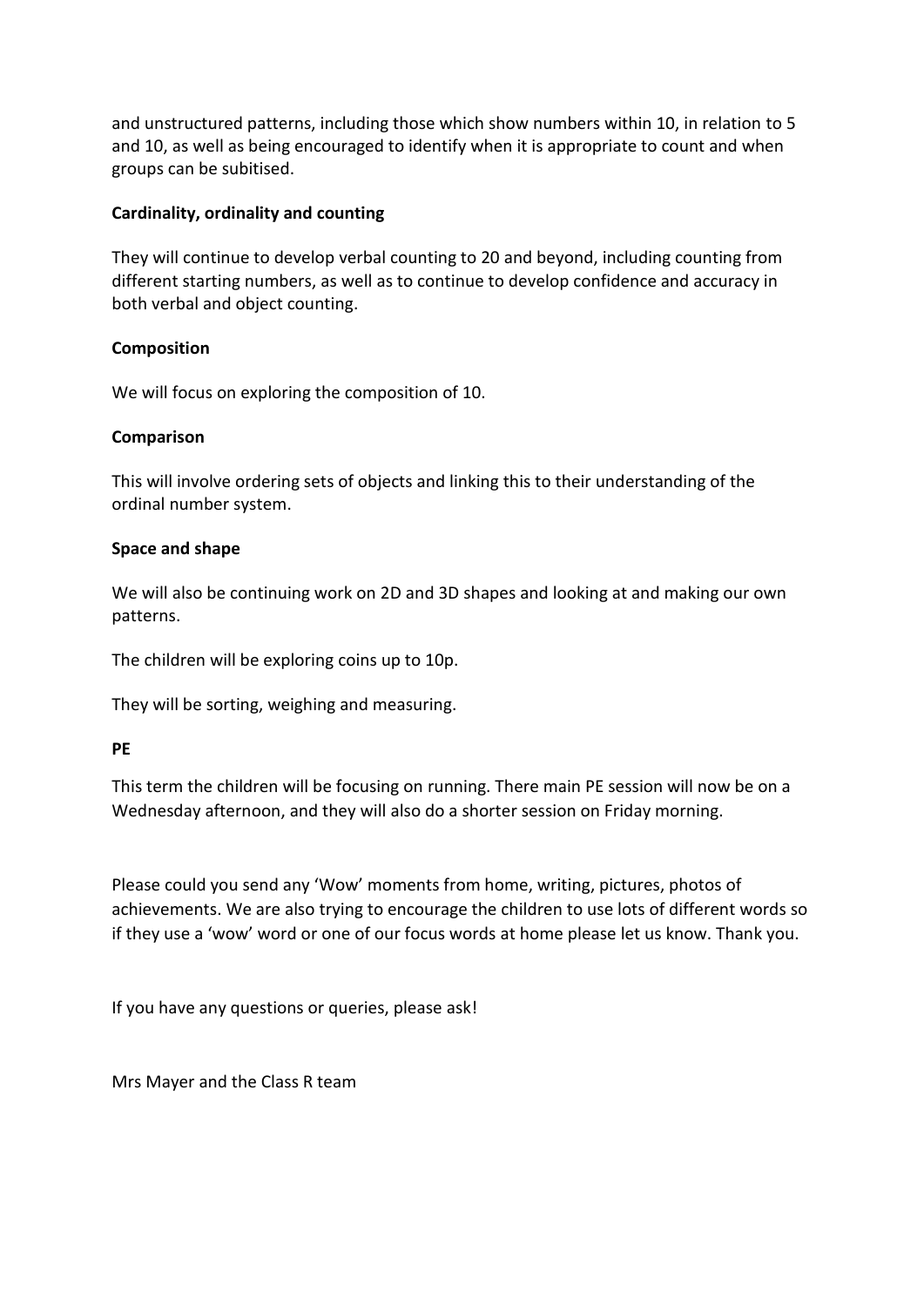and unstructured patterns, including those which show numbers within 10, in relation to 5 and 10, as well as being encouraged to identify when it is appropriate to count and when groups can be subitised.

**Cardinality, ordinality and counting**

They will continue to develop verbal counting to 20 and beyond, including counting from different starting numbers, as well as to continue to develop confidence and accuracy in both verbal and object counting.

**Composition**

We will focus on exploring the composition of 10.

**Comparison**

This will involve ordering sets of objects and linking this to their understanding of the ordinal number system.

**Space and shape**

We will also be continuing work on 2D and 3D shapes and looking at and making our own patterns.

The children will be exploring coins up to 10p.

They will be sorting, weighing and measuring.

**PE**

This term the children will be focusing on running. There main PE session will now be on a Wednesday afternoon, and they will also do a shorter session on Friday morning.

Please could you send any 'Wow' moments from home, writing, pictures, photos of achievements. We are also trying to encourage the children to use lots of different words so if they use a 'wow' word or one of our focus words at home please let us know. Thank you.

If you have any questions or queries, please ask!

Mrs Mayer and the Class R team